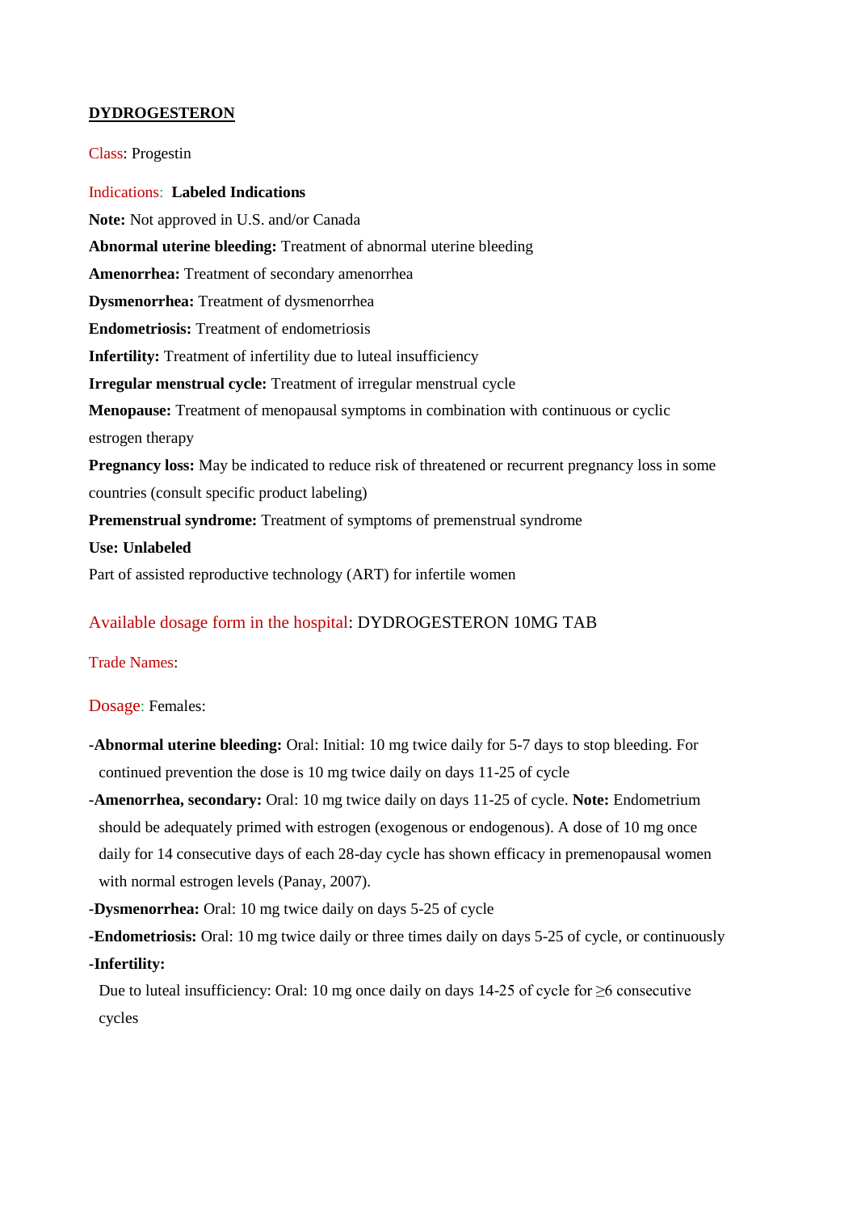**DYDROGESTERON**

Class: Progestin

Indications: **Labeled Indications**

**Note:** Not approved in U.S. and/or Canada

**Abnormal uterine bleeding:** Treatment of abnormal uterine bleeding

**Amenorrhea:** Treatment of secondary amenorrhea

**Dysmenorrhea:** Treatment of dysmenorrhea

**Endometriosis:** Treatment of endometriosis

**Infertility:** Treatment of infertility due to luteal insufficiency

**Irregular menstrual cycle:** Treatment of irregular menstrual cycle

**Menopause:** Treatment of menopausal symptoms in combination with continuous or cyclic estrogen therapy

**Pregnancy loss:** May be indicated to reduce risk of threatened or recurrent pregnancy loss in some countries (consult specific product labeling)

**Premenstrual syndrome:** Treatment of symptoms of premenstrual syndrome

**Use: Unlabeled**

Part of assisted reproductive technology (ART) for infertile women

Available dosage form in the hospital: DYDROGESTERON 10MG TAB

Trade Names:

Dosage: Females:

- **Abnormal uterine bleeding:** Oral: Initial: 10 mg twice daily for 5-7 days to stop bleeding. For continued prevention the dose is 10 mg twice daily on days 11-25 of cycle
- **Amenorrhea, secondary:** Oral: 10 mg twice daily on days 11-25 of cycle. **Note:** Endometrium should be adequately primed with estrogen (exogenous or endogenous). A dose of 10 mg once daily for 14 consecutive days of each 28-day cycle has shown efficacy in premenopausal women with normal estrogen levels (Panay, 2007).
- **Dysmenorrhea:** Oral: 10 mg twice daily on days 5-25 of cycle
- **Endometriosis:** Oral: 10 mg twice daily or three times daily on days 5-25 of cycle, or continuously
- **Infertility:**

  Due to luteal insufficiency: Oral: 10 mg once daily on days 14-25 of cycle for ≥6 consecutive cycles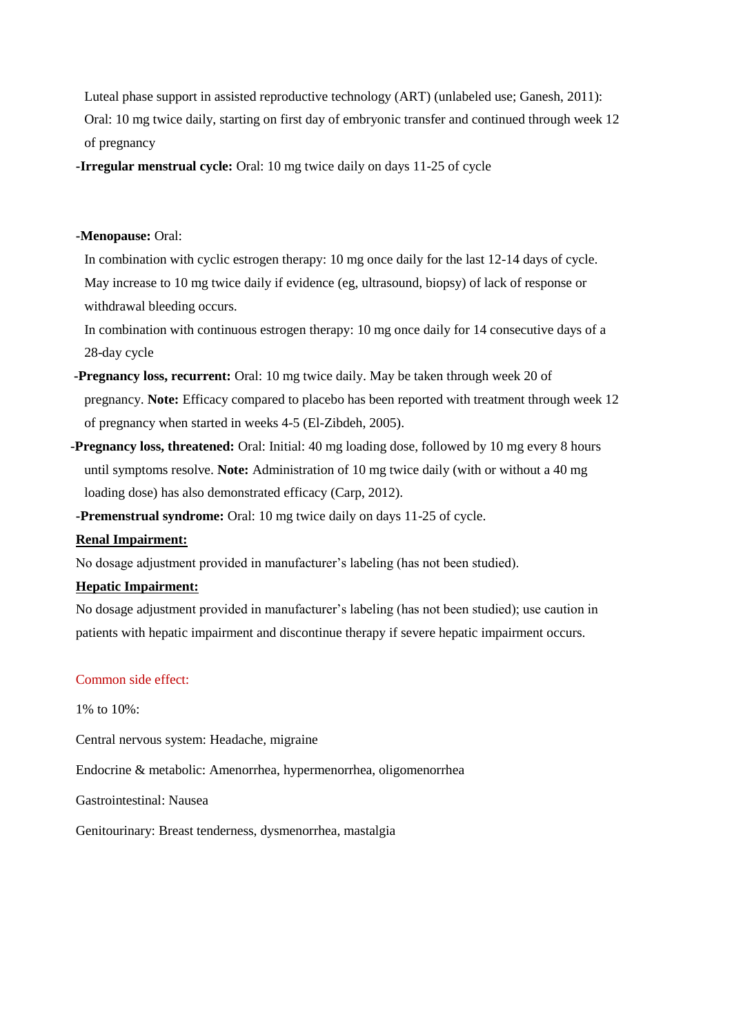Luteal phase support in assisted reproductive technology (ART) (unlabeled use; Ganesh, 2011): Oral: 10 mg twice daily, starting on first day of embryonic transfer and continued through week 12 of pregnancy

-**Irregular menstrual cycle:** Oral: 10 mg twice daily on days 11-25 of cycle

-**Menopause:** Oral:

In combination with cyclic estrogen therapy: 10 mg once daily for the last 12-14 days of cycle. May increase to 10 mg twice daily if evidence (eg, ultrasound, biopsy) of lack of response or withdrawal bleeding occurs.

In combination with continuous estrogen therapy: 10 mg once daily for 14 consecutive days of a 28-day cycle

-**Pregnancy loss, recurrent:** Oral: 10 mg twice daily. May be taken through week 20 of pregnancy. **Note:** Efficacy compared to placebo has been reported with treatment through week 12 of pregnancy when started in weeks 4-5 (El-Zibdeh, 2005).

-**Pregnancy loss, threatened:** Oral: Initial: 40 mg loading dose, followed by 10 mg every 8 hours until symptoms resolve. **Note:** Administration of 10 mg twice daily (with or without a 40 mg loading dose) has also demonstrated efficacy (Carp, 2012).

-**Premenstrual syndrome:** Oral: 10 mg twice daily on days 11-25 of cycle.

**Renal Impairment:**

No dosage adjustment provided in manufacturer's labeling (has not been studied).

**Hepatic Impairment:**

No dosage adjustment provided in manufacturer's labeling (has not been studied); use caution in patients with hepatic impairment and discontinue therapy if severe hepatic impairment occurs.

## Common side effect:

1% to 10%:

Central nervous system: Headache, migraine

Endocrine & metabolic: Amenorrhea, hypermenorrhea, oligomenorrhea

Gastrointestinal: Nausea

Genitourinary: Breast tenderness, dysmenorrhea, mastalgia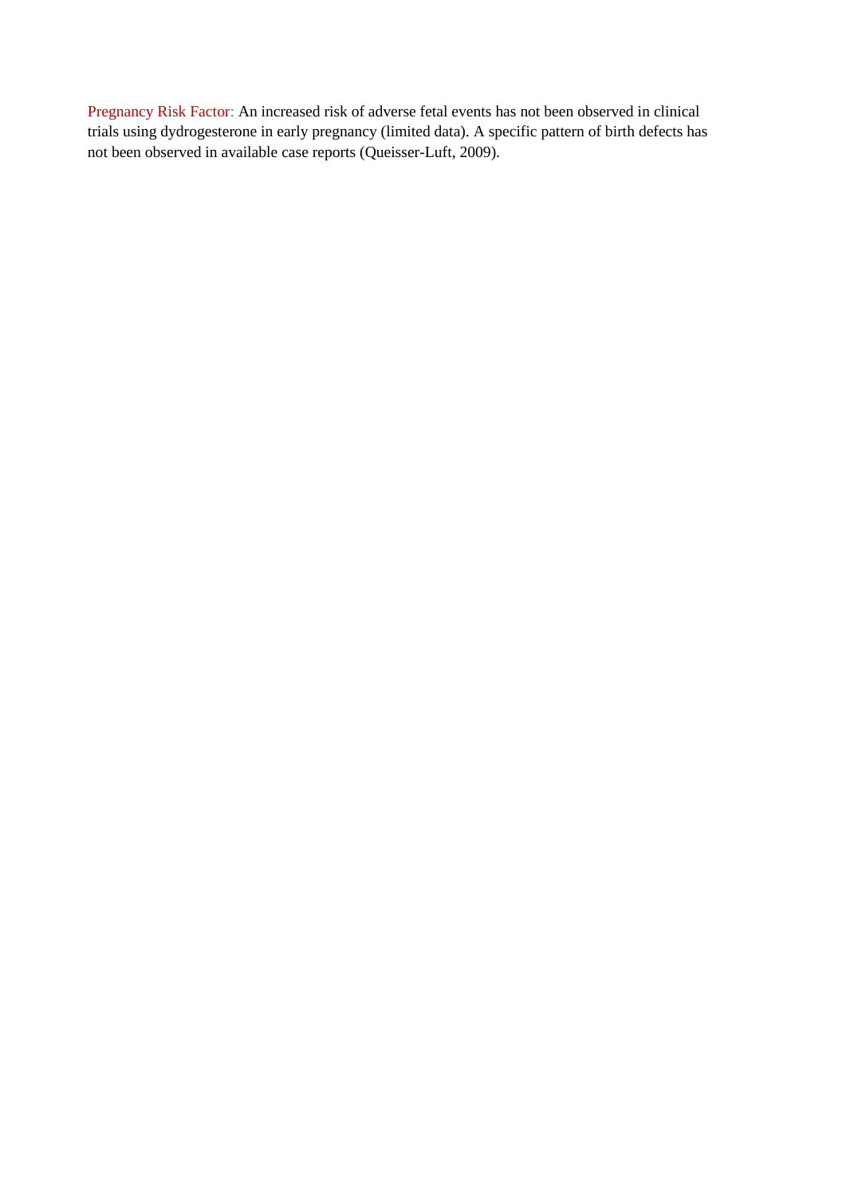Pregnancy Risk Factor: An increased risk of adverse fetal events has not been observed in clinical trials using dydrogesterone in early pregnancy (limited data). A specific pattern of birth defects has not been observed in available case reports (Queisser-Luft, 2009).